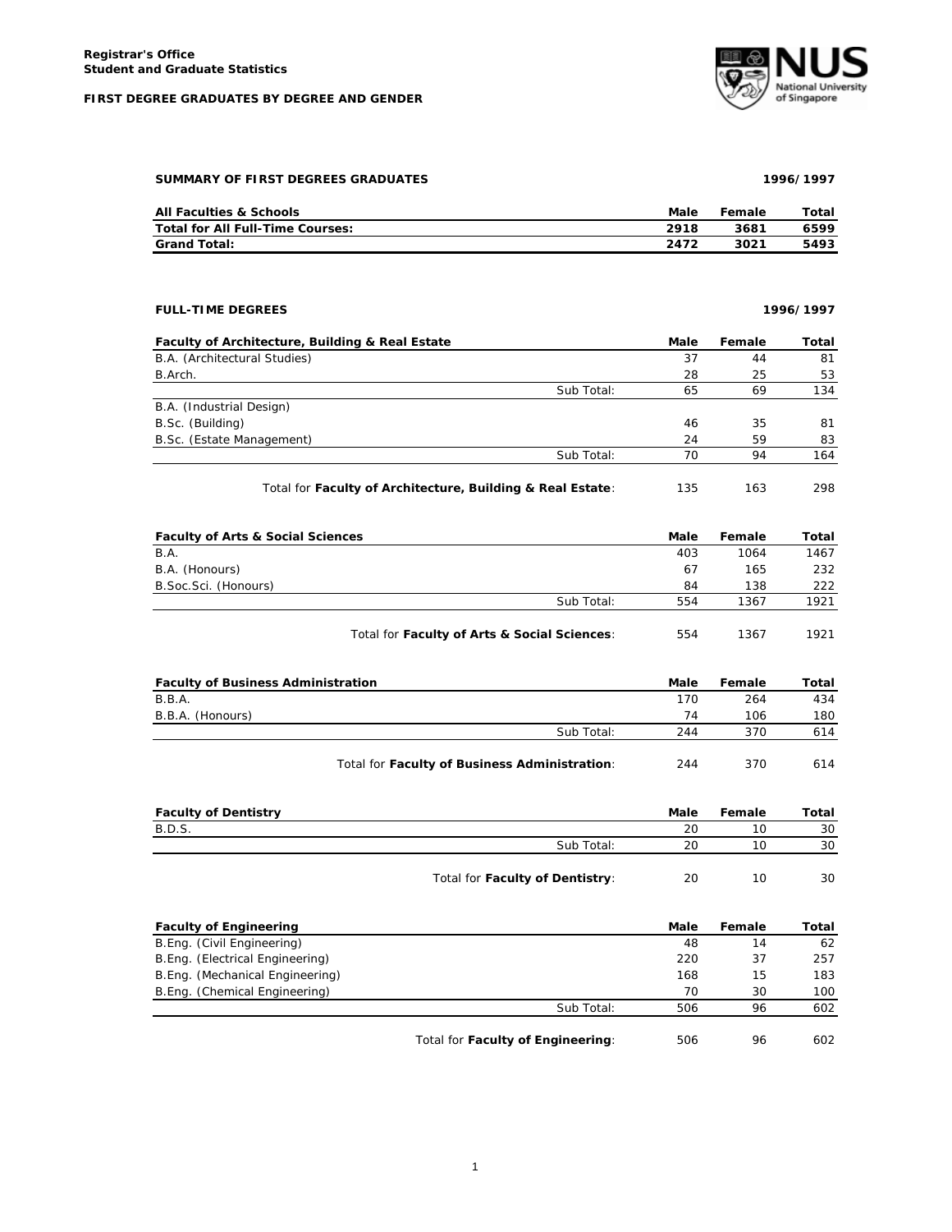**Registrar's Office**
**Student and Graduate Statistics**

**FIRST DEGREE GRADUATES BY DEGREE AND GENDER**

## SUMMARY OF FIRST DEGREES GRADUATES — 1996/1997

| All Faculties & Schools | Male | Female | Total |
|---|---|---|---|
| **Total for All Full-Time Courses:** | **2918** | **3681** | **6599** |
| **Grand Total:** | **2472** | **3021** | **5493** |

## FULL-TIME DEGREES — 1996/1997

| Faculty of Architecture, Building & Real Estate | | Male | Female | Total |
|---|---|---|---|---|
| B.A. (Architectural Studies) | | 37 | 44 | 81 |
| B.Arch. | | 28 | 25 | 53 |
| | Sub Total: | 65 | 69 | 134 |
| B.A. (Industrial Design) | | | | |
| B.Sc. (Building) | | 46 | 35 | 81 |
| B.Sc. (Estate Management) | | 24 | 59 | 83 |
| | Sub Total: | 70 | 94 | 164 |
| | Total for **Faculty of Architecture, Building & Real Estate**: | 135 | 163 | 298 |

| Faculty of Arts & Social Sciences | | Male | Female | Total |
|---|---|---|---|---|
| B.A. | | 403 | 1064 | 1467 |
| B.A. (Honours) | | 67 | 165 | 232 |
| B.Soc.Sci. (Honours) | | 84 | 138 | 222 |
| | Sub Total: | 554 | 1367 | 1921 |
| | Total for **Faculty of Arts & Social Sciences**: | 554 | 1367 | 1921 |

| Faculty of Business Administration | | Male | Female | Total |
|---|---|---|---|---|
| B.B.A. | | 170 | 264 | 434 |
| B.B.A. (Honours) | | 74 | 106 | 180 |
| | Sub Total: | 244 | 370 | 614 |
| | Total for **Faculty of Business Administration**: | 244 | 370 | 614 |

| Faculty of Dentistry | | Male | Female | Total |
|---|---|---|---|---|
| B.D.S. | | 20 | 10 | 30 |
| | Sub Total: | 20 | 10 | 30 |
| | Total for **Faculty of Dentistry**: | 20 | 10 | 30 |

| Faculty of Engineering | | Male | Female | Total |
|---|---|---|---|---|
| B.Eng. (Civil Engineering) | | 48 | 14 | 62 |
| B.Eng. (Electrical Engineering) | | 220 | 37 | 257 |
| B.Eng. (Mechanical Engineering) | | 168 | 15 | 183 |
| B.Eng. (Chemical Engineering) | | 70 | 30 | 100 |
| | Sub Total: | 506 | 96 | 602 |
| | Total for **Faculty of Engineering**: | 506 | 96 | 602 |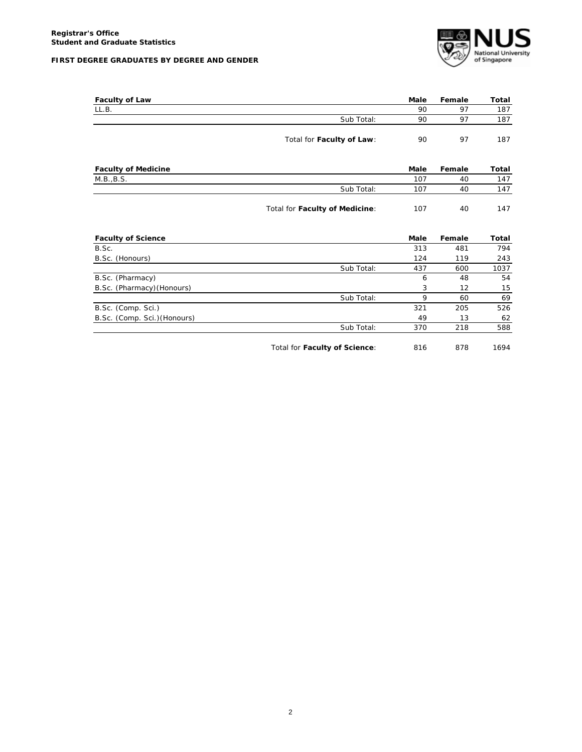**Registrar's Office**
**Student and Graduate Statistics**

**FIRST DEGREE GRADUATES BY DEGREE AND GENDER**

| **Faculty of Law** | | **Male** | **Female** | **Total** |
|---|---|---|---|---|
| LL.B. | | 90 | 97 | 187 |
| | Sub Total: | 90 | 97 | 187 |
| | Total for **Faculty of Law**: | 90 | 97 | 187 |

| **Faculty of Medicine** | | **Male** | **Female** | **Total** |
|---|---|---|---|---|
| M.B.,B.S. | | 107 | 40 | 147 |
| | Sub Total: | 107 | 40 | 147 |
| | Total for **Faculty of Medicine**: | 107 | 40 | 147 |

| **Faculty of Science** | | **Male** | **Female** | **Total** |
|---|---|---|---|---|
| B.Sc. | | 313 | 481 | 794 |
| B.Sc. (Honours) | | 124 | 119 | 243 |
| | Sub Total: | 437 | 600 | 1037 |
| B.Sc. (Pharmacy) | | 6 | 48 | 54 |
| B.Sc. (Pharmacy)(Honours) | | 3 | 12 | 15 |
| | Sub Total: | 9 | 60 | 69 |
| B.Sc. (Comp. Sci.) | | 321 | 205 | 526 |
| B.Sc. (Comp. Sci.)(Honours) | | 49 | 13 | 62 |
| | Sub Total: | 370 | 218 | 588 |
| | Total for **Faculty of Science**: | 816 | 878 | 1694 |